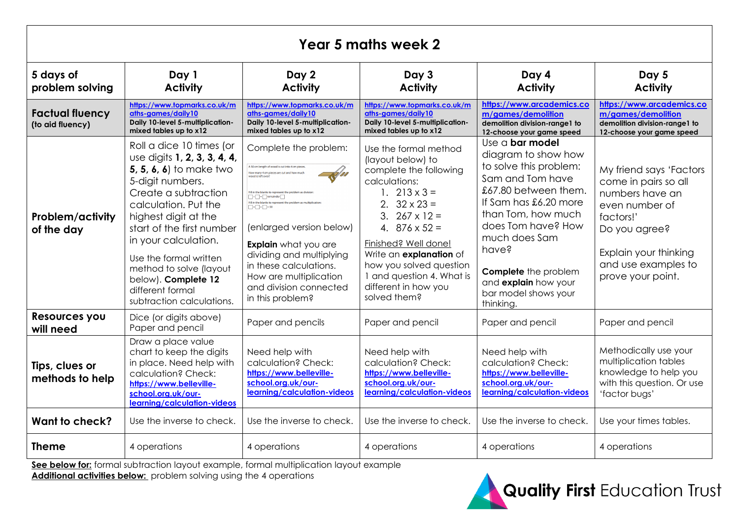# Year 5 maths week 2

| 5 days of problem solving | Day 1 Activity | Day 2 Activity | Day 3 Activity | Day 4 Activity | Day 5 Activity |
|---|---|---|---|---|---|
| **Factual fluency** (to aid fluency) | https://www.topmarks.co.uk/maths-games/daily10 **Daily 10-level 5-multiplication-mixed tables up to x12** | https://www.topmarks.co.uk/maths-games/daily10 **Daily 10-level 5-multiplication-mixed tables up to x12** | https://www.topmarks.co.uk/maths-games/daily10 **Daily 10-level 5-multiplication-mixed tables up to x12** | https://www.arcademics.com/games/demolition **demolition division-range1 to 12-choose your game speed** | https://www.arcademics.com/games/demolition **demolition division-range1 to 12-choose your game speed** |
| **Problem/activity of the day** | Roll a dice 10 times (or use digits **1, 2, 3, 3, 4, 4, 5, 5, 6, 6**) to make two 5-digit numbers. Create a subtraction calculation. Put the highest digit at the start of the first number in your calculation. Use the formal written method to solve (layout below). **Complete 12** different formal subtraction calculations. | Complete the problem: A 50 cm length of wood is cut into 4 cm pieces. How many 4 cm pieces are cut and how much wood is left over? Fill in the blanks to represent the problem as division: ☐ ÷ ☐ = ☐ remainder ☐ Fill in the blanks to represent the problem as multiplication: ☐ × ☐ + ☐ = 50 (enlarged version below) **Explain** what you are dividing and multiplying in these calculations. How are multiplication and division connected in this problem? | Use the formal method (layout below) to complete the following calculations: 1. 213 x 3 = 2. 32 x 23 = 3. 267 x 12 = 4. 876 x 52 = Finished? Well done! Write an **explanation** of how you solved question 1 and question 4. What is different in how you solved them? | Use a **bar model** diagram to show how to solve this problem: Sam and Tom have £67.80 between them. If Sam has £6.20 more than Tom, how much does Tom have? How much does Sam have? **Complete** the problem and **explain** how your bar model shows your thinking. | My friend says 'Factors come in pairs so all numbers have an even number of factors!' Do you agree? Explain your thinking and use examples to prove your point. |
| **Resources you will need** | Dice (or digits above) Paper and pencil | Paper and pencils | Paper and pencil | Paper and pencil | Paper and pencil |
| **Tips, clues or methods to help** | Draw a place value chart to keep the digits in place. Need help with calculation? Check: https://www.belleville-school.org.uk/our-learning/calculation-videos | Need help with calculation? Check: https://www.belleville-school.org.uk/our-learning/calculation-videos | Need help with calculation? Check: https://www.belleville-school.org.uk/our-learning/calculation-videos | Need help with calculation? Check: https://www.belleville-school.org.uk/our-learning/calculation-videos | Methodically use your multiplication tables knowledge to help you with this question. Or use 'factor bugs' |
| **Want to check?** | Use the inverse to check. | Use the inverse to check. | Use the inverse to check. | Use the inverse to check. | Use your times tables. |
| **Theme** | 4 operations | 4 operations | 4 operations | 4 operations | 4 operations |

**See below for:** formal subtraction layout example, formal multiplication layout example

**Additional activities below:** problem solving using the 4 operations

**Quality First** Education Trust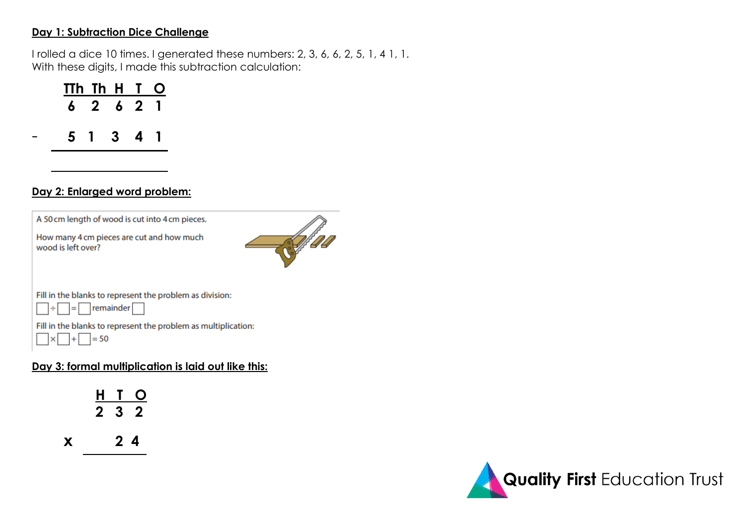## Day 1: Subtraction Dice Challenge

I rolled a dice 10 times. I generated these numbers: 2, 3, 6, 6, 2, 5, 1, 4 1, 1.
With these digits, I made this subtraction calculation:

|   | TTh | Th | H | T | O |
|---|---|---|---|---|---|
|   | 6 | 2 | 6 | 2 | 1 |
| - | 5 | 1 | 3 | 4 | 1 |
|   |   |   |   |   |   |

## Day 2: Enlarged word problem:

A 50 cm length of wood is cut into 4 cm pieces.

How many 4 cm pieces are cut and how much wood is left over?

Fill in the blanks to represent the problem as division:

☐ ÷ ☐ = ☐ remainder ☐

Fill in the blanks to represent the problem as multiplication:

☐ × ☐ + ☐ = 50

## Day 3: formal multiplication is laid out like this:

|   | H | T | O |
|---|---|---|---|
|   | 2 | 3 | 2 |
| x |   | 2 | 4 |
|   |   |   |   |

Quality First Education Trust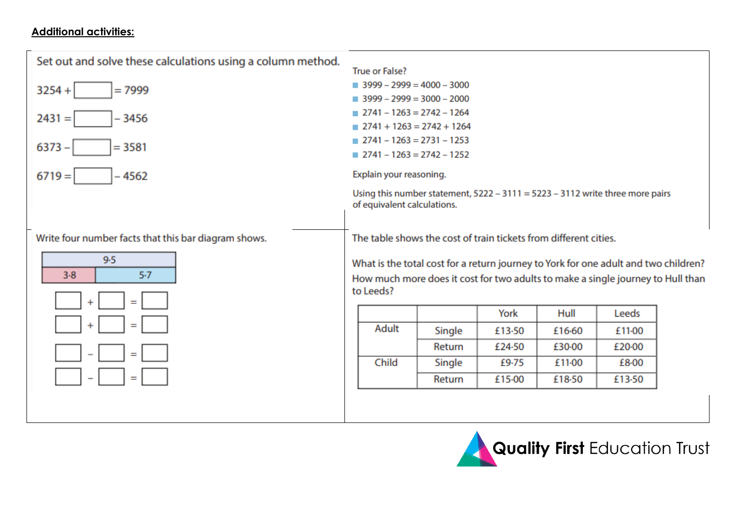**Additional activities:**

Set out and solve these calculations using a column method.

3254 + ☐ = 7999

2431 = ☐ − 3456

6373 − ☐ = 3581

6719 = ☐ − 4562

True or False?

- 3999 – 2999 = 4000 – 3000
- 3999 – 2999 = 3000 – 2000
- 2741 – 1263 = 2742 – 1264
- 2741 + 1263 = 2742 + 1264
- 2741 – 1263 = 2731 – 1253
- 2741 – 1263 = 2742 – 1252

Explain your reasoning.

Using this number statement, 5222 – 3111 = 5223 – 3112 write three more pairs of equivalent calculations.

Write four number facts that this bar diagram shows.

| 9·5 | |
|---|---|
| 3·8 | 5·7 |

☐ + ☐ = ☐

☐ + ☐ = ☐

☐ - ☐ = ☐

☐ - ☐ = ☐

The table shows the cost of train tickets from different cities.

What is the total cost for a return journey to York for one adult and two children?

How much more does it cost for two adults to make a single journey to Hull than to Leeds?

| | | York | Hull | Leeds |
|---|---|---|---|---|
| Adult | Single | £13·50 | £16·60 | £11·00 |
| | Return | £24·50 | £30·00 | £20·00 |
| Child | Single | £9·75 | £11·00 | £8·00 |
| | Return | £15·00 | £18·50 | £13·50 |

**Quality First** Education Trust